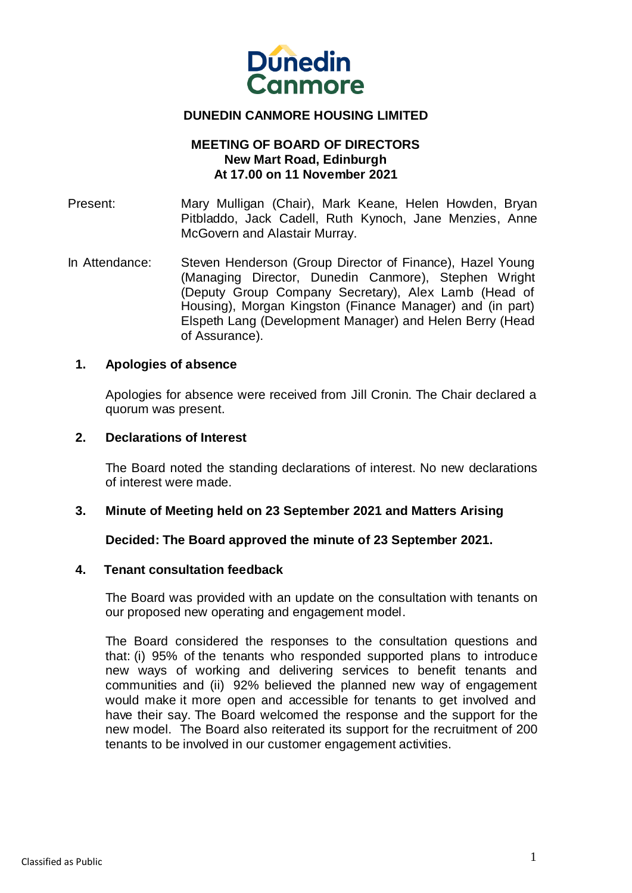Dunedin Canmore

**DUNEDIN CANMORE HOUSING LIMITED**

**MEETING OF BOARD OF DIRECTORS**
**New Mart Road, Edinburgh**
**At 17.00 on 11 November 2021**

Present: Mary Mulligan (Chair), Mark Keane, Helen Howden, Bryan Pitbladdo, Jack Cadell, Ruth Kynoch, Jane Menzies, Anne McGovern and Alastair Murray.

In Attendance: Steven Henderson (Group Director of Finance), Hazel Young (Managing Director, Dunedin Canmore), Stephen Wright (Deputy Group Company Secretary), Alex Lamb (Head of Housing), Morgan Kingston (Finance Manager) and (in part) Elspeth Lang (Development Manager) and Helen Berry (Head of Assurance).

## 1. Apologies of absence

Apologies for absence were received from Jill Cronin. The Chair declared a quorum was present.

## 2. Declarations of Interest

The Board noted the standing declarations of interest. No new declarations of interest were made.

## 3. Minute of Meeting held on 23 September 2021 and Matters Arising

**Decided: The Board approved the minute of 23 September 2021.**

## 4. Tenant consultation feedback

The Board was provided with an update on the consultation with tenants on our proposed new operating and engagement model.

The Board considered the responses to the consultation questions and that: (i) 95% of the tenants who responded supported plans to introduce new ways of working and delivering services to benefit tenants and communities and (ii) 92% believed the planned new way of engagement would make it more open and accessible for tenants to get involved and have their say. The Board welcomed the response and the support for the new model. The Board also reiterated its support for the recruitment of 200 tenants to be involved in our customer engagement activities.

Classified as Public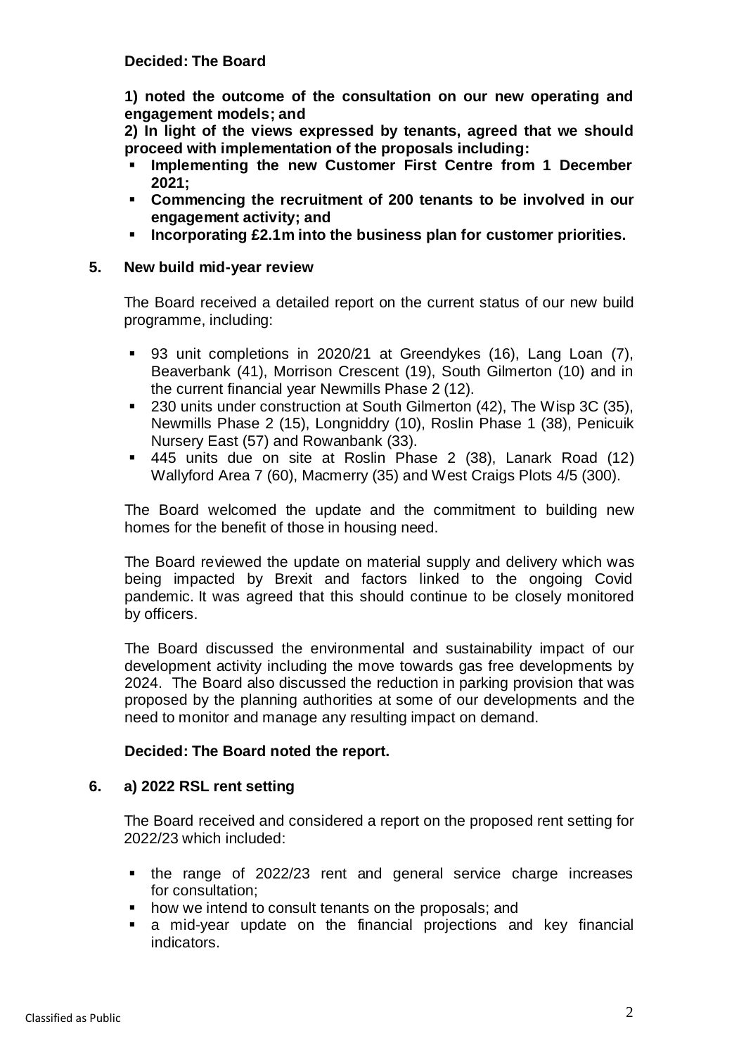**Decided: The Board**

**1) noted the outcome of the consultation on our new operating and engagement models; and**

**2) In light of the views expressed by tenants, agreed that we should proceed with implementation of the proposals including:**

- **Implementing the new Customer First Centre from 1 December 2021;**
- **Commencing the recruitment of 200 tenants to be involved in our engagement activity; and**
- **Incorporating £2.1m into the business plan for customer priorities.**

## 5. New build mid-year review

The Board received a detailed report on the current status of our new build programme, including:

- 93 unit completions in 2020/21 at Greendykes (16), Lang Loan (7), Beaverbank (41), Morrison Crescent (19), South Gilmerton (10) and in the current financial year Newmills Phase 2 (12).
- 230 units under construction at South Gilmerton (42), The Wisp 3C (35), Newmills Phase 2 (15), Longniddry (10), Roslin Phase 1 (38), Penicuik Nursery East (57) and Rowanbank (33).
- 445 units due on site at Roslin Phase 2 (38), Lanark Road (12) Wallyford Area 7 (60), Macmerry (35) and West Craigs Plots 4/5 (300).

The Board welcomed the update and the commitment to building new homes for the benefit of those in housing need.

The Board reviewed the update on material supply and delivery which was being impacted by Brexit and factors linked to the ongoing Covid pandemic. It was agreed that this should continue to be closely monitored by officers.

The Board discussed the environmental and sustainability impact of our development activity including the move towards gas free developments by 2024. The Board also discussed the reduction in parking provision that was proposed by the planning authorities at some of our developments and the need to monitor and manage any resulting impact on demand.

**Decided: The Board noted the report.**

## 6. a) 2022 RSL rent setting

The Board received and considered a report on the proposed rent setting for 2022/23 which included:

- the range of 2022/23 rent and general service charge increases for consultation;
- how we intend to consult tenants on the proposals; and
- a mid-year update on the financial projections and key financial indicators.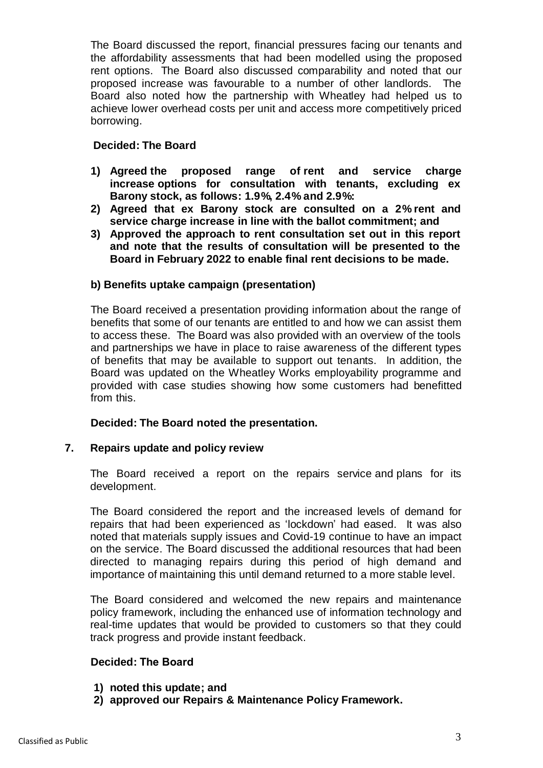The Board discussed the report, financial pressures facing our tenants and the affordability assessments that had been modelled using the proposed rent options. The Board also discussed comparability and noted that our proposed increase was favourable to a number of other landlords. The Board also noted how the partnership with Wheatley had helped us to achieve lower overhead costs per unit and access more competitively priced borrowing.

**Decided: The Board**

1) **Agreed the proposed range of rent and service charge increase options for consultation with tenants, excluding ex Barony stock, as follows: 1.9%, 2.4% and 2.9%:**
2) **Agreed that ex Barony stock are consulted on a 2% rent and service charge increase in line with the ballot commitment; and**
3) **Approved the approach to rent consultation set out in this report and note that the results of consultation will be presented to the Board in February 2022 to enable final rent decisions to be made.**

**b) Benefits uptake campaign (presentation)**

The Board received a presentation providing information about the range of benefits that some of our tenants are entitled to and how we can assist them to access these. The Board was also provided with an overview of the tools and partnerships we have in place to raise awareness of the different types of benefits that may be available to support out tenants. In addition, the Board was updated on the Wheatley Works employability programme and provided with case studies showing how some customers had benefitted from this.

**Decided: The Board noted the presentation.**

## 7. Repairs update and policy review

The Board received a report on the repairs service and plans for its development.

The Board considered the report and the increased levels of demand for repairs that had been experienced as 'lockdown' had eased. It was also noted that materials supply issues and Covid-19 continue to have an impact on the service. The Board discussed the additional resources that had been directed to managing repairs during this period of high demand and importance of maintaining this until demand returned to a more stable level.

The Board considered and welcomed the new repairs and maintenance policy framework, including the enhanced use of information technology and real-time updates that would be provided to customers so that they could track progress and provide instant feedback.

**Decided: The Board**

1) **noted this update; and**
2) **approved our Repairs & Maintenance Policy Framework.**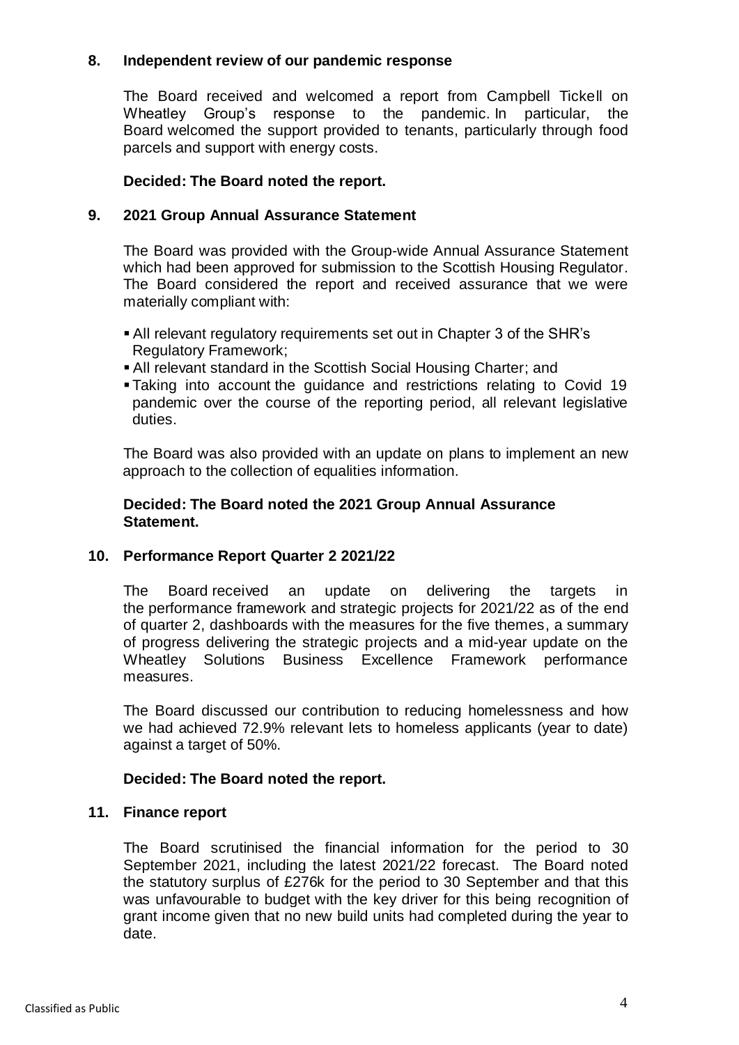## 8. Independent review of our pandemic response

The Board received and welcomed a report from Campbell Tickell on Wheatley Group's response to the pandemic. In particular, the Board welcomed the support provided to tenants, particularly through food parcels and support with energy costs.

**Decided: The Board noted the report.**

## 9. 2021 Group Annual Assurance Statement

The Board was provided with the Group-wide Annual Assurance Statement which had been approved for submission to the Scottish Housing Regulator. The Board considered the report and received assurance that we were materially compliant with:

- All relevant regulatory requirements set out in Chapter 3 of the SHR's Regulatory Framework;
- All relevant standard in the Scottish Social Housing Charter; and
- Taking into account the guidance and restrictions relating to Covid 19 pandemic over the course of the reporting period, all relevant legislative duties.

The Board was also provided with an update on plans to implement an new approach to the collection of equalities information.

**Decided: The Board noted the 2021 Group Annual Assurance Statement.**

## 10. Performance Report Quarter 2 2021/22

The Board received an update on delivering the targets in the performance framework and strategic projects for 2021/22 as of the end of quarter 2, dashboards with the measures for the five themes, a summary of progress delivering the strategic projects and a mid-year update on the Wheatley Solutions Business Excellence Framework performance measures.

The Board discussed our contribution to reducing homelessness and how we had achieved 72.9% relevant lets to homeless applicants (year to date) against a target of 50%.

**Decided: The Board noted the report.**

## 11. Finance report

The Board scrutinised the financial information for the period to 30 September 2021, including the latest 2021/22 forecast. The Board noted the statutory surplus of £276k for the period to 30 September and that this was unfavourable to budget with the key driver for this being recognition of grant income given that no new build units had completed during the year to date.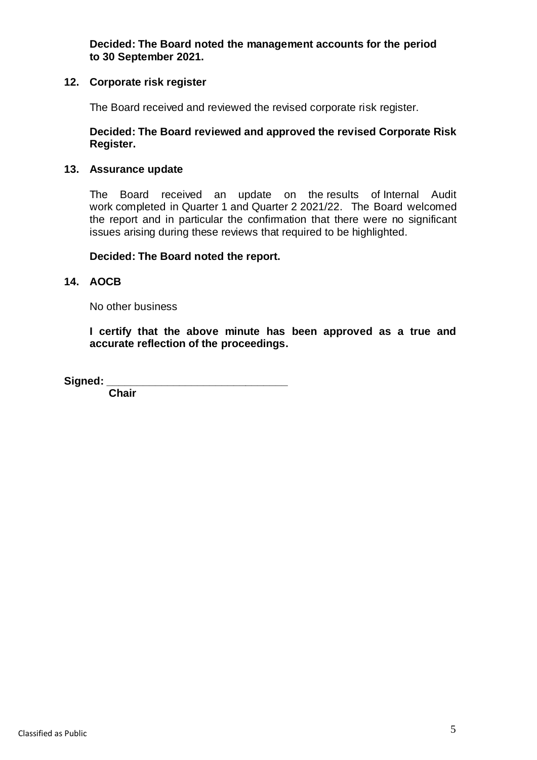**Decided: The Board noted the management accounts for the period to 30 September 2021.**

## 12. Corporate risk register

The Board received and reviewed the revised corporate risk register.

**Decided: The Board reviewed and approved the revised Corporate Risk Register.**

## 13. Assurance update

The Board received an update on the results of Internal Audit work completed in Quarter 1 and Quarter 2 2021/22. The Board welcomed the report and in particular the confirmation that there were no significant issues arising during these reviews that required to be highlighted.

**Decided: The Board noted the report.**

## 14. AOCB

No other business

**I certify that the above minute has been approved as a true and accurate reflection of the proceedings.**

**Signed:** ______________________________
**Chair**

Classified as Public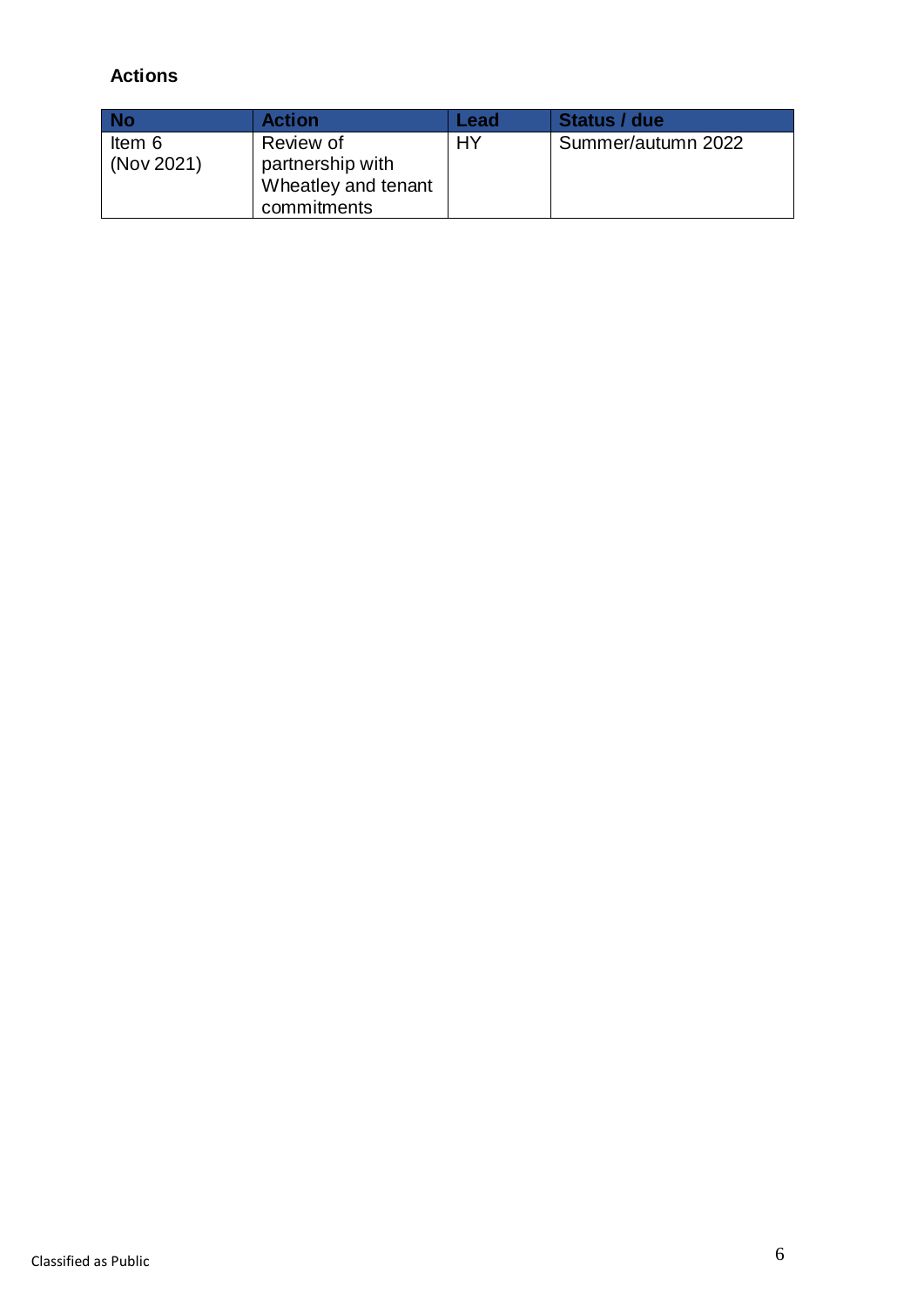**Actions**

| No | Action | Lead | Status / due |
|---|---|---|---|
| Item 6 (Nov 2021) | Review of partnership with Wheatley and tenant commitments | HY | Summer/autumn 2022 |

Classified as Public